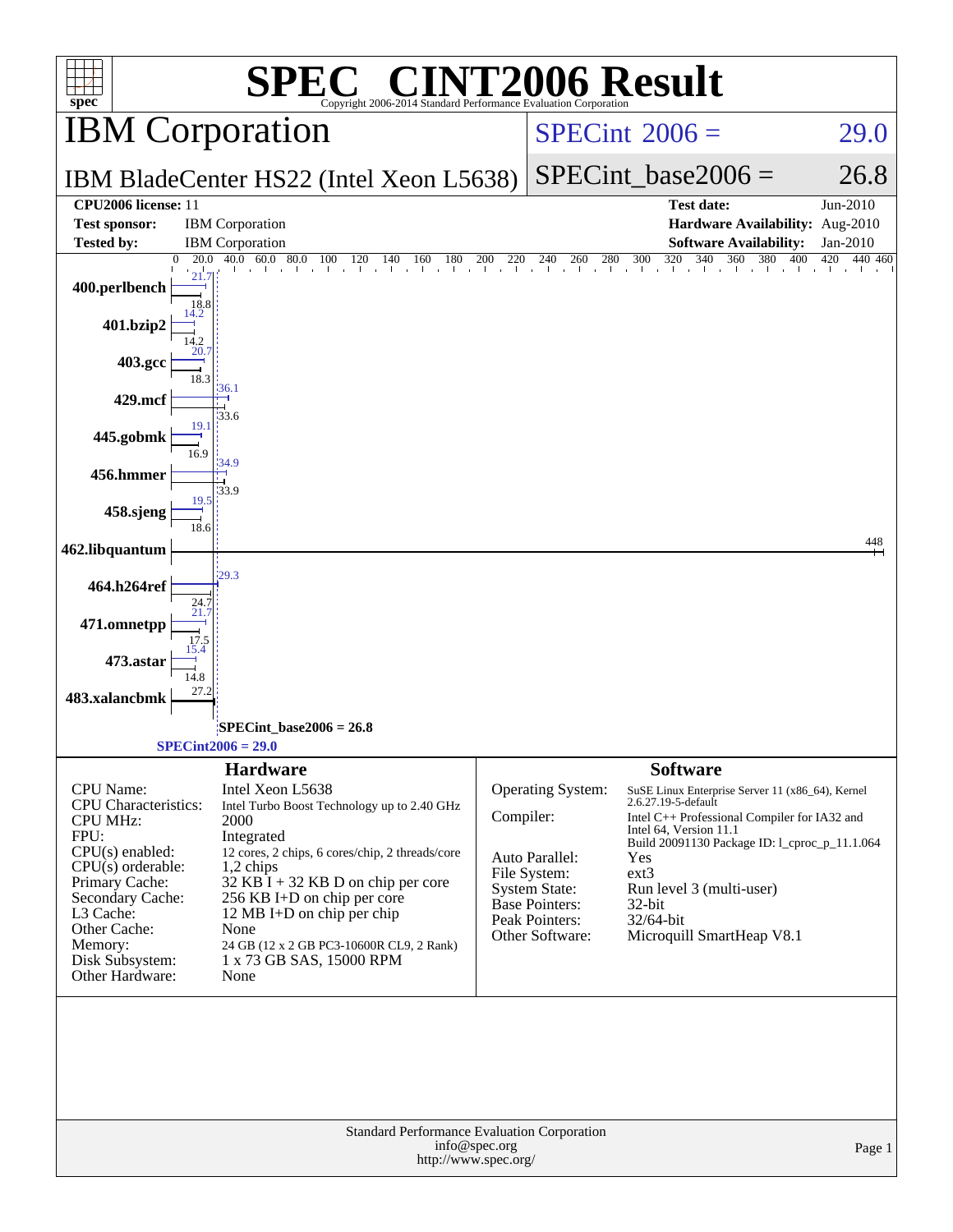# SPEC CINT2006 Result

Copyright 2006-2014 Standard Performance Evaluation Corporation

## IBM Corporation

**SPECint 2006 = 29.0**

## IBM BladeCenter HS22 (Intel Xeon L5638)

**SPECint_base2006 = 26.8**

| | | | |
|---|---|---|---|
| **CPU2006 license:** 11 | | **Test date:** | Jun-2010 |
| **Test sponsor:** | IBM Corporation | **Hardware Availability:** | Aug-2010 |
| **Tested by:** | IBM Corporation | **Software Availability:** | Jan-2010 |

| Benchmark | Peak | Base |
|---|---|---|
| 400.perlbench | 21.7 | 18.8 |
| 401.bzip2 | 14.2 | 14.2 |
| 403.gcc | 20.7 | 18.3 |
| 429.mcf | 36.1 | 33.6 |
| 445.gobmk | 19.1 | 16.9 |
| 456.hmmer | 34.9 | 33.9 |
| 458.sjeng | 19.5 | 18.6 |
| 462.libquantum | 448 | 448 |
| 464.h264ref | 29.3 | 24.7 |
| 471.omnetpp | 21.7 | 17.5 |
| 473.astar | 15.4 | 14.8 |
| 483.xalancbmk | 27.2 | 27.2 |

SPECint_base2006 = 26.8

SPECint2006 = 29.0

### Hardware

| | |
|---|---|
| CPU Name: | Intel Xeon L5638 |
| CPU Characteristics: | Intel Turbo Boost Technology up to 2.40 GHz |
| CPU MHz: | 2000 |
| FPU: | Integrated |
| CPU(s) enabled: | 12 cores, 2 chips, 6 cores/chip, 2 threads/core |
| CPU(s) orderable: | 1,2 chips |
| Primary Cache: | 32 KB I + 32 KB D on chip per core |
| Secondary Cache: | 256 KB I+D on chip per core |
| L3 Cache: | 12 MB I+D on chip per chip |
| Other Cache: | None |
| Memory: | 24 GB (12 x 2 GB PC3-10600R CL9, 2 Rank) |
| Disk Subsystem: | 1 x 73 GB SAS, 15000 RPM |
| Other Hardware: | None |

### Software

| | |
|---|---|
| Operating System: | SuSE Linux Enterprise Server 11 (x86_64), Kernel 2.6.27.19-5-default |
| Compiler: | Intel C++ Professional Compiler for IA32 and Intel 64, Version 11.1 Build 20091130 Package ID: l_cproc_p_11.1.064 |
| Auto Parallel: | Yes |
| File System: | ext3 |
| System State: | Run level 3 (multi-user) |
| Base Pointers: | 32-bit |
| Peak Pointers: | 32/64-bit |
| Other Software: | Microquill SmartHeap V8.1 |

Standard Performance Evaluation Corporation
info@spec.org
http://www.spec.org/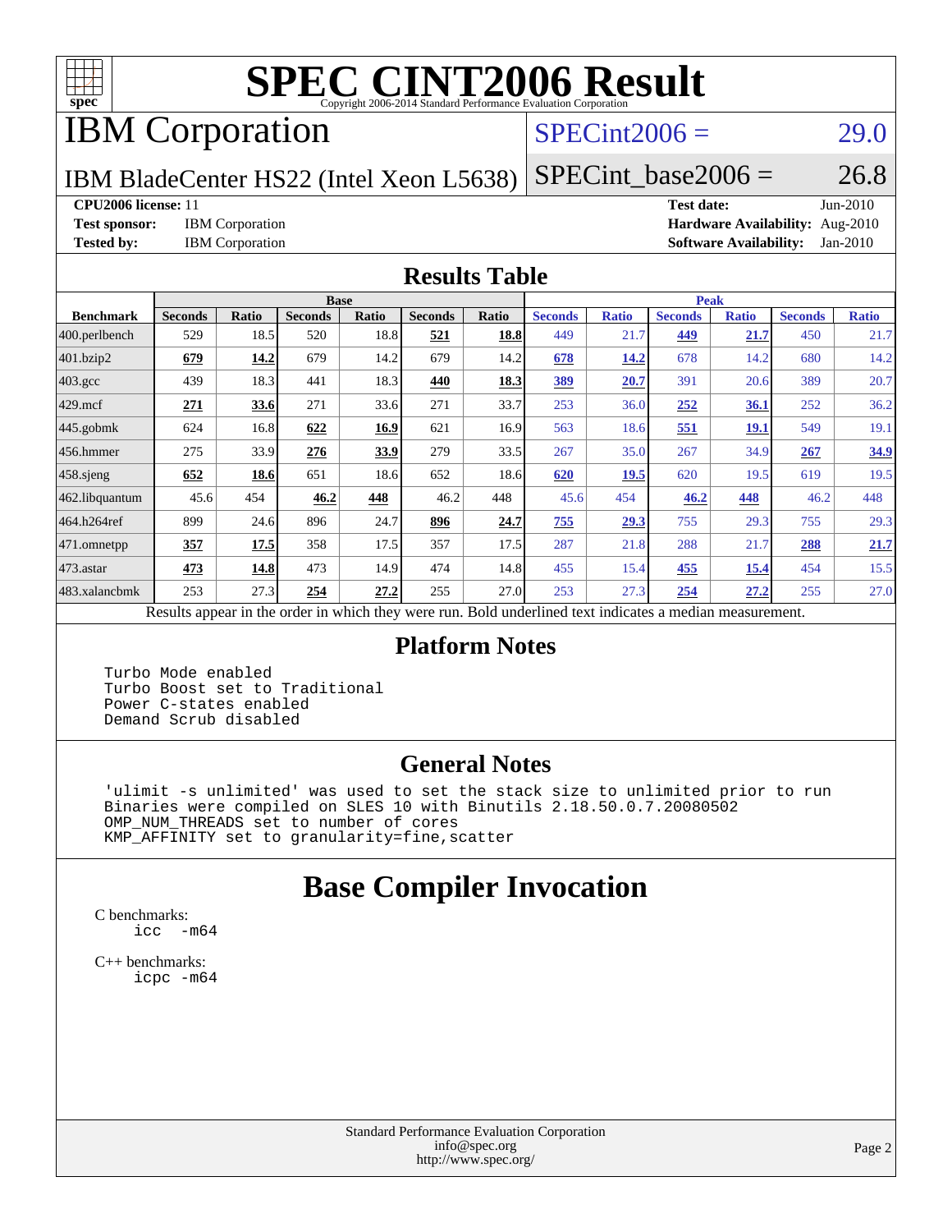# SPEC CINT2006 Result

Copyright 2006-2014 Standard Performance Evaluation Corporation

## IBM Corporation

IBM BladeCenter HS22 (Intel Xeon L5638)

SPECint2006 = 29.0

SPECint_base2006 = 26.8

**CPU2006 license:** 11
**Test sponsor:** IBM Corporation
**Tested by:** IBM Corporation

**Test date:** Jun-2010
**Hardware Availability:** Aug-2010
**Software Availability:** Jan-2010

## Results Table

| Benchmark | Base | | | | | | Peak | | | | | |
|---|---|---|---|---|---|---|---|---|---|---|---|---|
| | Seconds | Ratio | Seconds | Ratio | Seconds | Ratio | Seconds | Ratio | Seconds | Ratio | Seconds | Ratio |
| 400.perlbench | 529 | 18.5 | 520 | 18.8 | **521** | **18.8** | 449 | 21.7 | **449** | **21.7** | 450 | 21.7 |
| 401.bzip2 | **679** | **14.2** | 679 | 14.2 | 679 | 14.2 | **678** | **14.2** | 678 | 14.2 | 680 | 14.2 |
| 403.gcc | 439 | 18.3 | 441 | 18.3 | **440** | **18.3** | **389** | **20.7** | 391 | 20.6 | 389 | 20.7 |
| 429.mcf | **271** | **33.6** | 271 | 33.6 | 271 | 33.7 | 253 | 36.0 | **252** | **36.1** | 252 | 36.2 |
| 445.gobmk | 624 | 16.8 | **622** | **16.9** | 621 | 16.9 | 563 | 18.6 | **551** | **19.1** | 549 | 19.1 |
| 456.hmmer | 275 | 33.9 | **276** | **33.9** | 279 | 33.5 | 267 | 35.0 | 267 | 34.9 | **267** | **34.9** |
| 458.sjeng | **652** | **18.6** | 651 | 18.6 | 652 | 18.6 | **620** | **19.5** | 620 | 19.5 | 619 | 19.5 |
| 462.libquantum | 45.6 | 454 | **46.2** | **448** | 46.2 | 448 | 45.6 | 454 | **46.2** | **448** | 46.2 | 448 |
| 464.h264ref | 899 | 24.6 | 896 | 24.7 | **896** | **24.7** | **755** | **29.3** | 755 | 29.3 | 755 | 29.3 |
| 471.omnetpp | **357** | **17.5** | 358 | 17.5 | 357 | 17.5 | 287 | 21.8 | 288 | 21.7 | **288** | **21.7** |
| 473.astar | **473** | **14.8** | 473 | 14.9 | 474 | 14.8 | 455 | 15.4 | **455** | **15.4** | 454 | 15.5 |
| 483.xalancbmk | 253 | 27.3 | **254** | **27.2** | 255 | 27.0 | 253 | 27.3 | **254** | **27.2** | 255 | 27.0 |

Results appear in the order in which they were run. Bold underlined text indicates a median measurement.

## Platform Notes

```
Turbo Mode enabled
Turbo Boost set to Traditional
Power C-states enabled
Demand Scrub disabled
```

## General Notes

```
'ulimit -s unlimited' was used to set the stack size to unlimited prior to run
Binaries were compiled on SLES 10 with Binutils 2.18.50.0.7.20080502
OMP_NUM_THREADS set to number of cores
KMP_AFFINITY set to granularity=fine,scatter
```

## Base Compiler Invocation

C benchmarks:
```
icc  -m64
```

C++ benchmarks:
```
icpc -m64
```

Standard Performance Evaluation Corporation
info@spec.org
http://www.spec.org/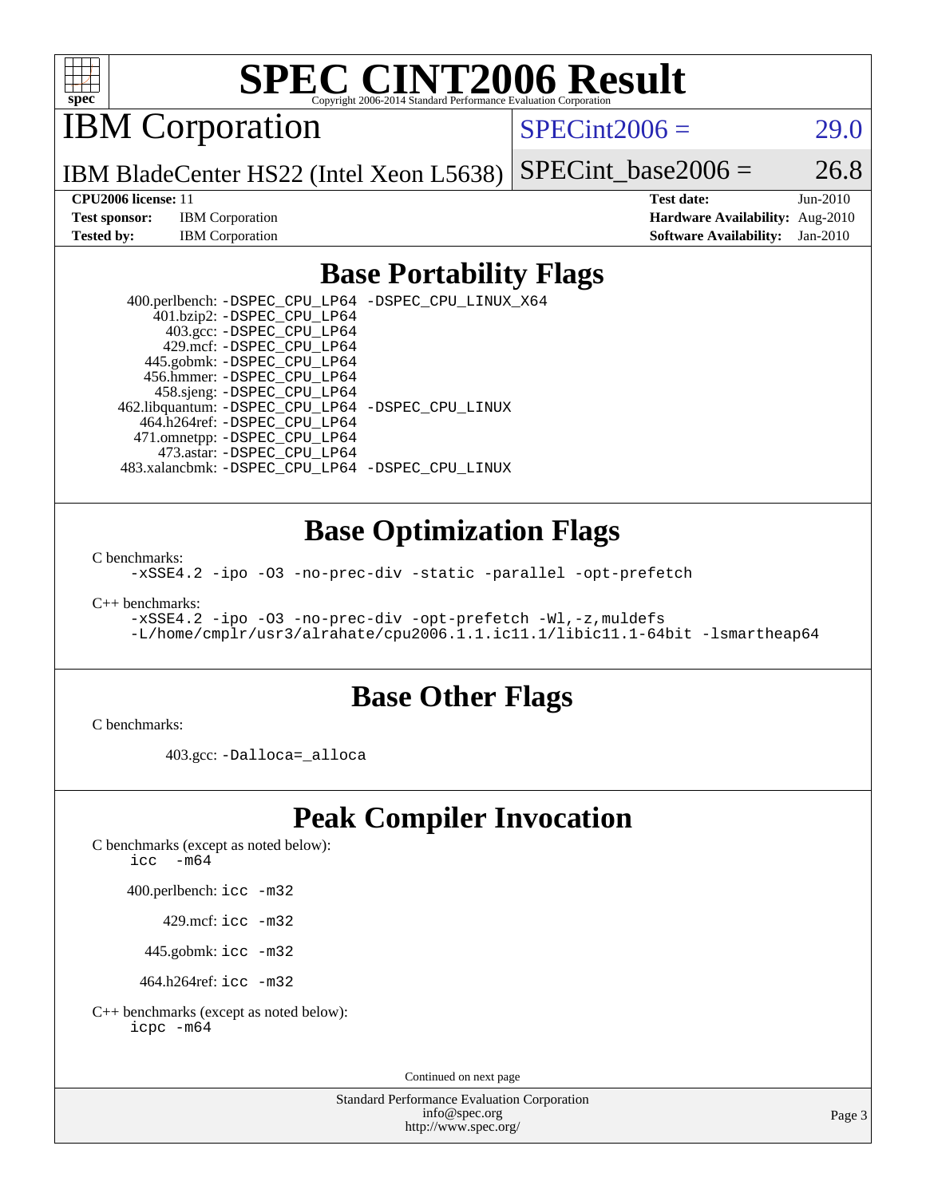# SPEC CINT2006 Result

Copyright 2006-2014 Standard Performance Evaluation Corporation

## IBM Corporation

IBM BladeCenter HS22 (Intel Xeon L5638)

SPECint2006 = 29.0

SPECint_base2006 = 26.8

**CPU2006 license:** 11
**Test sponsor:** IBM Corporation
**Tested by:** IBM Corporation

**Test date:** Jun-2010
**Hardware Availability:** Aug-2010
**Software Availability:** Jan-2010

## Base Portability Flags

400.perlbench: `-DSPEC_CPU_LP64 -DSPEC_CPU_LINUX_X64`
401.bzip2: `-DSPEC_CPU_LP64`
403.gcc: `-DSPEC_CPU_LP64`
429.mcf: `-DSPEC_CPU_LP64`
445.gobmk: `-DSPEC_CPU_LP64`
456.hmmer: `-DSPEC_CPU_LP64`
458.sjeng: `-DSPEC_CPU_LP64`
462.libquantum: `-DSPEC_CPU_LP64 -DSPEC_CPU_LINUX`
464.h264ref: `-DSPEC_CPU_LP64`
471.omnetpp: `-DSPEC_CPU_LP64`
473.astar: `-DSPEC_CPU_LP64`
483.xalancbmk: `-DSPEC_CPU_LP64 -DSPEC_CPU_LINUX`

## Base Optimization Flags

C benchmarks:
```
-xSSE4.2 -ipo -O3 -no-prec-div -static -parallel -opt-prefetch
```

C++ benchmarks:
```
-xSSE4.2 -ipo -O3 -no-prec-div -opt-prefetch -Wl,-z,muldefs
-L/home/cmplr/usr3/alrahate/cpu2006.1.1.ic11.1/libic11.1-64bit -lsmartheap64
```

## Base Other Flags

C benchmarks:

403.gcc: `-Dalloca=_alloca`

## Peak Compiler Invocation

C benchmarks (except as noted below):
```
icc  -m64
```

400.perlbench: `icc -m32`

429.mcf: `icc -m32`

445.gobmk: `icc -m32`

464.h264ref: `icc -m32`

C++ benchmarks (except as noted below):
```
icpc -m64
```

Continued on next page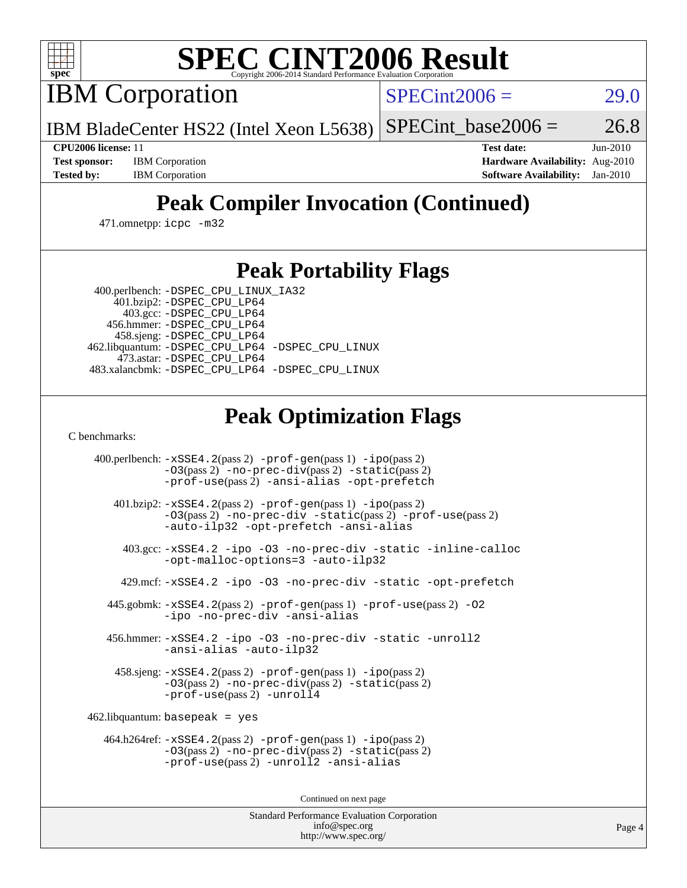# SPEC CINT2006 Result

Copyright 2006-2014 Standard Performance Evaluation Corporation

## IBM Corporation

IBM BladeCenter HS22 (Intel Xeon L5638)

SPECint2006 = 29.0

SPECint_base2006 = 26.8

**CPU2006 license:** 11
**Test sponsor:** IBM Corporation
**Tested by:** IBM Corporation

**Test date:** Jun-2010
**Hardware Availability:** Aug-2010
**Software Availability:** Jan-2010

## Peak Compiler Invocation (Continued)

471.omnetpp: icpc -m32

## Peak Portability Flags

400.perlbench: -DSPEC_CPU_LINUX_IA32
401.bzip2: -DSPEC_CPU_LP64
403.gcc: -DSPEC_CPU_LP64
456.hmmer: -DSPEC_CPU_LP64
458.sjeng: -DSPEC_CPU_LP64
462.libquantum: -DSPEC_CPU_LP64 -DSPEC_CPU_LINUX
473.astar: -DSPEC_CPU_LP64
483.xalancbmk: -DSPEC_CPU_LP64 -DSPEC_CPU_LINUX

## Peak Optimization Flags

C benchmarks:

400.perlbench: -xSSE4.2(pass 2) -prof-gen(pass 1) -ipo(pass 2) -O3(pass 2) -no-prec-div(pass 2) -static(pass 2) -prof-use(pass 2) -ansi-alias -opt-prefetch

401.bzip2: -xSSE4.2(pass 2) -prof-gen(pass 1) -ipo(pass 2) -O3(pass 2) -no-prec-div -static(pass 2) -prof-use(pass 2) -auto-ilp32 -opt-prefetch -ansi-alias

403.gcc: -xSSE4.2 -ipo -O3 -no-prec-div -static -inline-calloc -opt-malloc-options=3 -auto-ilp32

429.mcf: -xSSE4.2 -ipo -O3 -no-prec-div -static -opt-prefetch

445.gobmk: -xSSE4.2(pass 2) -prof-gen(pass 1) -prof-use(pass 2) -O2 -ipo -no-prec-div -ansi-alias

456.hmmer: -xSSE4.2 -ipo -O3 -no-prec-div -static -unroll2 -ansi-alias -auto-ilp32

458.sjeng: -xSSE4.2(pass 2) -prof-gen(pass 1) -ipo(pass 2) -O3(pass 2) -no-prec-div(pass 2) -static(pass 2) -prof-use(pass 2) -unroll4

462.libquantum: basepeak = yes

464.h264ref: -xSSE4.2(pass 2) -prof-gen(pass 1) -ipo(pass 2) -O3(pass 2) -no-prec-div(pass 2) -static(pass 2) -prof-use(pass 2) -unroll2 -ansi-alias

Continued on next page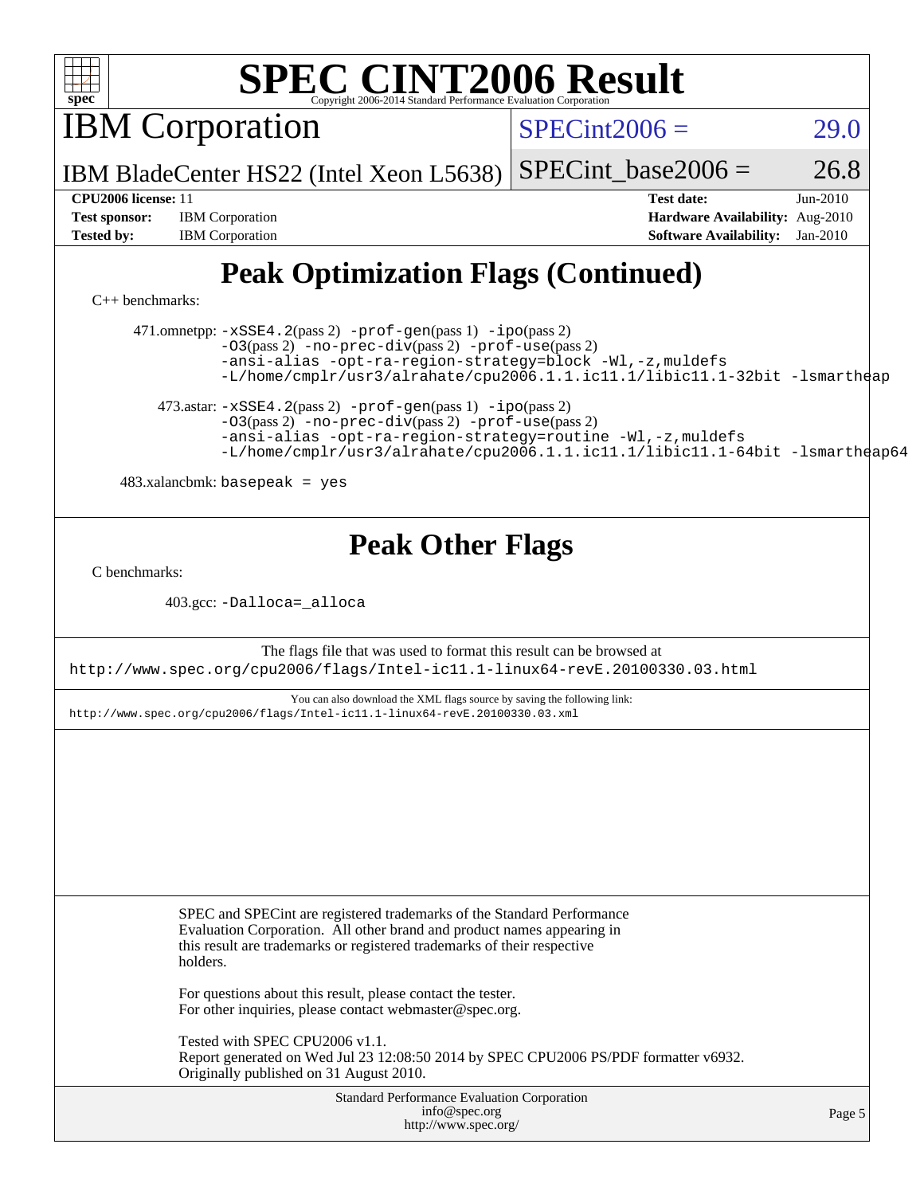# SPEC CINT2006 Result

Copyright 2006-2014 Standard Performance Evaluation Corporation

## IBM Corporation

IBM BladeCenter HS22 (Intel Xeon L5638)

SPECint2006 = 29.0

SPECint_base2006 = 26.8

**CPU2006 license:** 11
**Test sponsor:** IBM Corporation
**Tested by:** IBM Corporation

**Test date:** Jun-2010
**Hardware Availability:** Aug-2010
**Software Availability:** Jan-2010

## Peak Optimization Flags (Continued)

C++ benchmarks:

471.omnetpp: -xSSE4.2(pass 2) -prof-gen(pass 1) -ipo(pass 2) -O3(pass 2) -no-prec-div(pass 2) -prof-use(pass 2) -ansi-alias -opt-ra-region-strategy=block -Wl,-z,muldefs -L/home/cmplr/usr3/alrahate/cpu2006.1.1.ic11.1/libic11.1-32bit -lsmartheap

473.astar: -xSSE4.2(pass 2) -prof-gen(pass 1) -ipo(pass 2) -O3(pass 2) -no-prec-div(pass 2) -prof-use(pass 2) -ansi-alias -opt-ra-region-strategy=routine -Wl,-z,muldefs -L/home/cmplr/usr3/alrahate/cpu2006.1.1.ic11.1/libic11.1-64bit -lsmartheap64

483.xalancbmk: basepeak = yes

## Peak Other Flags

C benchmarks:

403.gcc: -Dalloca=_alloca

The flags file that was used to format this result can be browsed at
http://www.spec.org/cpu2006/flags/Intel-ic11.1-linux64-revE.20100330.03.html

You can also download the XML flags source by saving the following link:
http://www.spec.org/cpu2006/flags/Intel-ic11.1-linux64-revE.20100330.03.xml

SPEC and SPECint are registered trademarks of the Standard Performance Evaluation Corporation. All other brand and product names appearing in this result are trademarks or registered trademarks of their respective holders.

For questions about this result, please contact the tester.
For other inquiries, please contact webmaster@spec.org.

Tested with SPEC CPU2006 v1.1.
Report generated on Wed Jul 23 12:08:50 2014 by SPEC CPU2006 PS/PDF formatter v6932.
Originally published on 31 August 2010.

Standard Performance Evaluation Corporation
info@spec.org
http://www.spec.org/